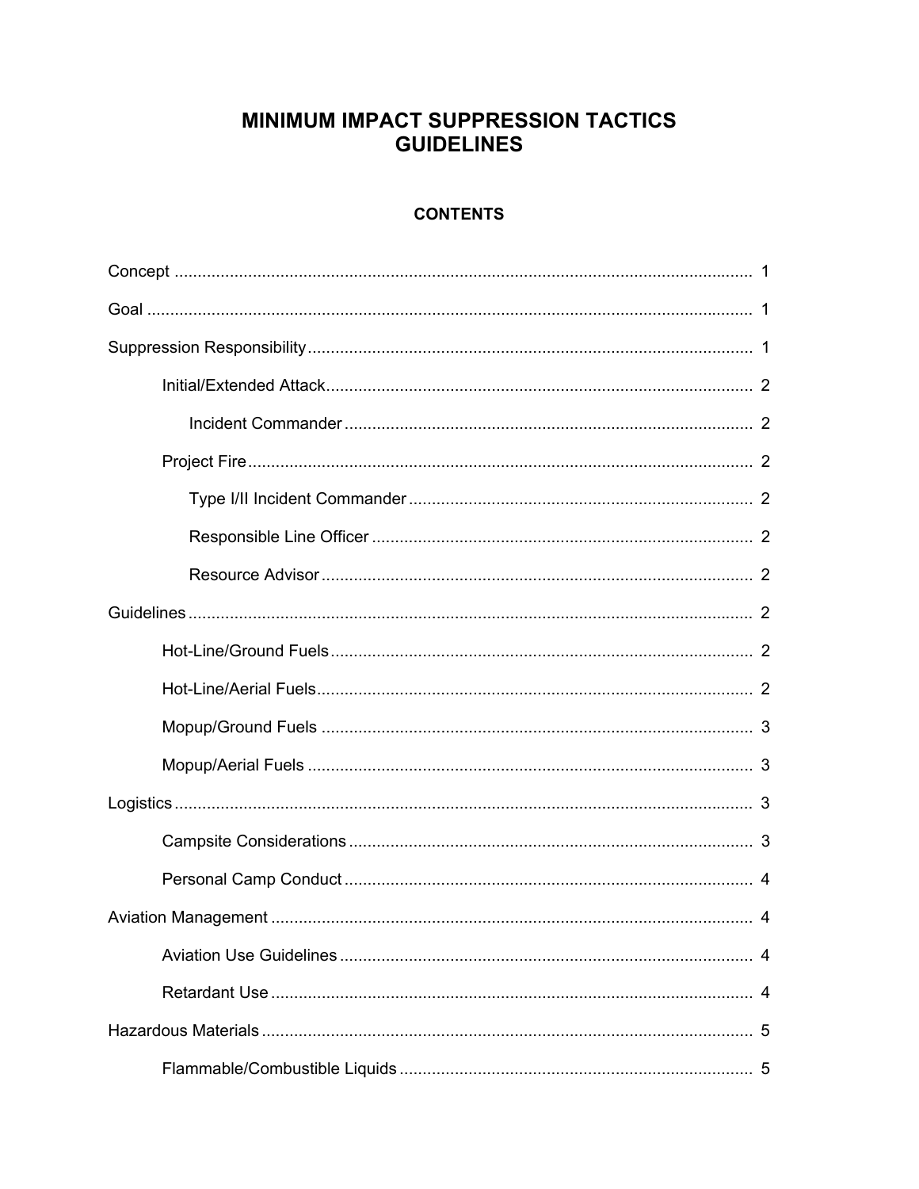# MINIMUM IMPACT SUPPRESSION TACTICS GUIDELINES

## CONTENTS

| | |
|---|---|
| Concept | 1 |
| Goal | 1 |
| Suppression Responsibility | 1 |
| &nbsp;&nbsp;&nbsp;&nbsp;Initial/Extended Attack | 2 |
| &nbsp;&nbsp;&nbsp;&nbsp;&nbsp;&nbsp;&nbsp;&nbsp;Incident Commander | 2 |
| &nbsp;&nbsp;&nbsp;&nbsp;Project Fire | 2 |
| &nbsp;&nbsp;&nbsp;&nbsp;&nbsp;&nbsp;&nbsp;&nbsp;Type I/II Incident Commander | 2 |
| &nbsp;&nbsp;&nbsp;&nbsp;&nbsp;&nbsp;&nbsp;&nbsp;Responsible Line Officer | 2 |
| &nbsp;&nbsp;&nbsp;&nbsp;&nbsp;&nbsp;&nbsp;&nbsp;Resource Advisor | 2 |
| Guidelines | 2 |
| &nbsp;&nbsp;&nbsp;&nbsp;Hot-Line/Ground Fuels | 2 |
| &nbsp;&nbsp;&nbsp;&nbsp;Hot-Line/Aerial Fuels | 2 |
| &nbsp;&nbsp;&nbsp;&nbsp;Mopup/Ground Fuels | 3 |
| &nbsp;&nbsp;&nbsp;&nbsp;Mopup/Aerial Fuels | 3 |
| Logistics | 3 |
| &nbsp;&nbsp;&nbsp;&nbsp;Campsite Considerations | 3 |
| &nbsp;&nbsp;&nbsp;&nbsp;Personal Camp Conduct | 4 |
| Aviation Management | 4 |
| &nbsp;&nbsp;&nbsp;&nbsp;Aviation Use Guidelines | 4 |
| &nbsp;&nbsp;&nbsp;&nbsp;Retardant Use | 4 |
| Hazardous Materials | 5 |
| &nbsp;&nbsp;&nbsp;&nbsp;Flammable/Combustible Liquids | 5 |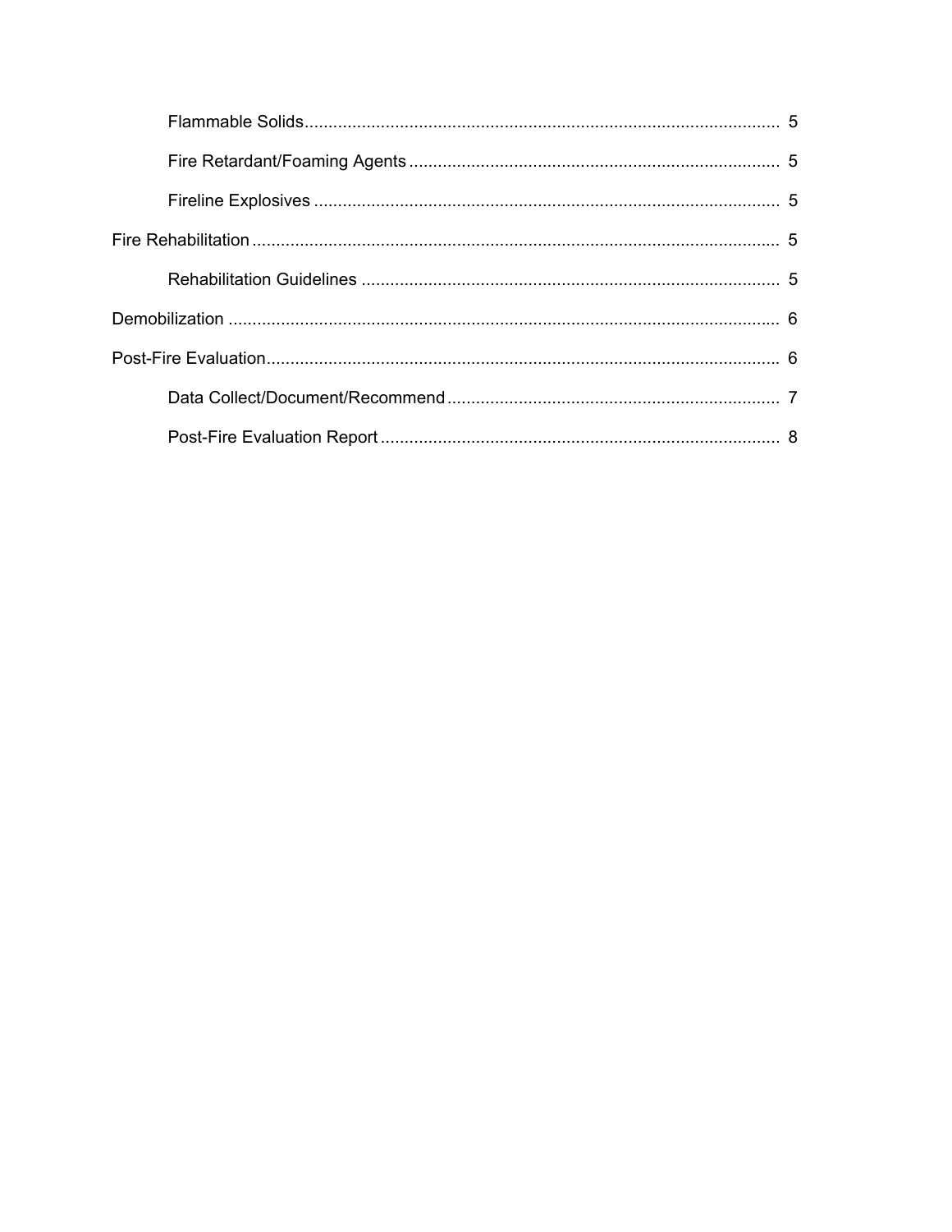Flammable Solids.................................................................................................... 5

Fire Retardant/Foaming Agents ............................................................................ 5

Fireline Explosives ................................................................................................ 5

Fire Rehabilitation ............................................................................................................ 5

Rehabilitation Guidelines ...................................................................................... 5

Demobilization ................................................................................................................. 6

Post-Fire Evaluation......................................................................................................... 6

Data Collect/Document/Recommend ..................................................................... 7

Post-Fire Evaluation Report .................................................................................. 8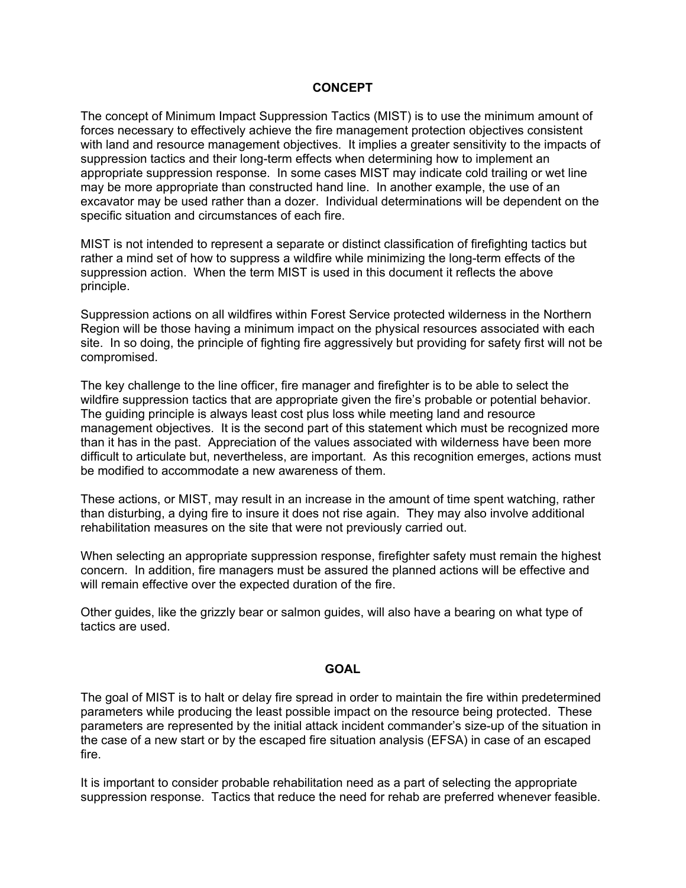## CONCEPT

The concept of Minimum Impact Suppression Tactics (MIST) is to use the minimum amount of forces necessary to effectively achieve the fire management protection objectives consistent with land and resource management objectives. It implies a greater sensitivity to the impacts of suppression tactics and their long-term effects when determining how to implement an appropriate suppression response. In some cases MIST may indicate cold trailing or wet line may be more appropriate than constructed hand line. In another example, the use of an excavator may be used rather than a dozer. Individual determinations will be dependent on the specific situation and circumstances of each fire.

MIST is not intended to represent a separate or distinct classification of firefighting tactics but rather a mind set of how to suppress a wildfire while minimizing the long-term effects of the suppression action. When the term MIST is used in this document it reflects the above principle.

Suppression actions on all wildfires within Forest Service protected wilderness in the Northern Region will be those having a minimum impact on the physical resources associated with each site. In so doing, the principle of fighting fire aggressively but providing for safety first will not be compromised.

The key challenge to the line officer, fire manager and firefighter is to be able to select the wildfire suppression tactics that are appropriate given the fire's probable or potential behavior. The guiding principle is always least cost plus loss while meeting land and resource management objectives. It is the second part of this statement which must be recognized more than it has in the past. Appreciation of the values associated with wilderness have been more difficult to articulate but, nevertheless, are important. As this recognition emerges, actions must be modified to accommodate a new awareness of them.

These actions, or MIST, may result in an increase in the amount of time spent watching, rather than disturbing, a dying fire to insure it does not rise again. They may also involve additional rehabilitation measures on the site that were not previously carried out.

When selecting an appropriate suppression response, firefighter safety must remain the highest concern. In addition, fire managers must be assured the planned actions will be effective and will remain effective over the expected duration of the fire.

Other guides, like the grizzly bear or salmon guides, will also have a bearing on what type of tactics are used.

## GOAL

The goal of MIST is to halt or delay fire spread in order to maintain the fire within predetermined parameters while producing the least possible impact on the resource being protected. These parameters are represented by the initial attack incident commander's size-up of the situation in the case of a new start or by the escaped fire situation analysis (EFSA) in case of an escaped fire.

It is important to consider probable rehabilitation need as a part of selecting the appropriate suppression response. Tactics that reduce the need for rehab are preferred whenever feasible.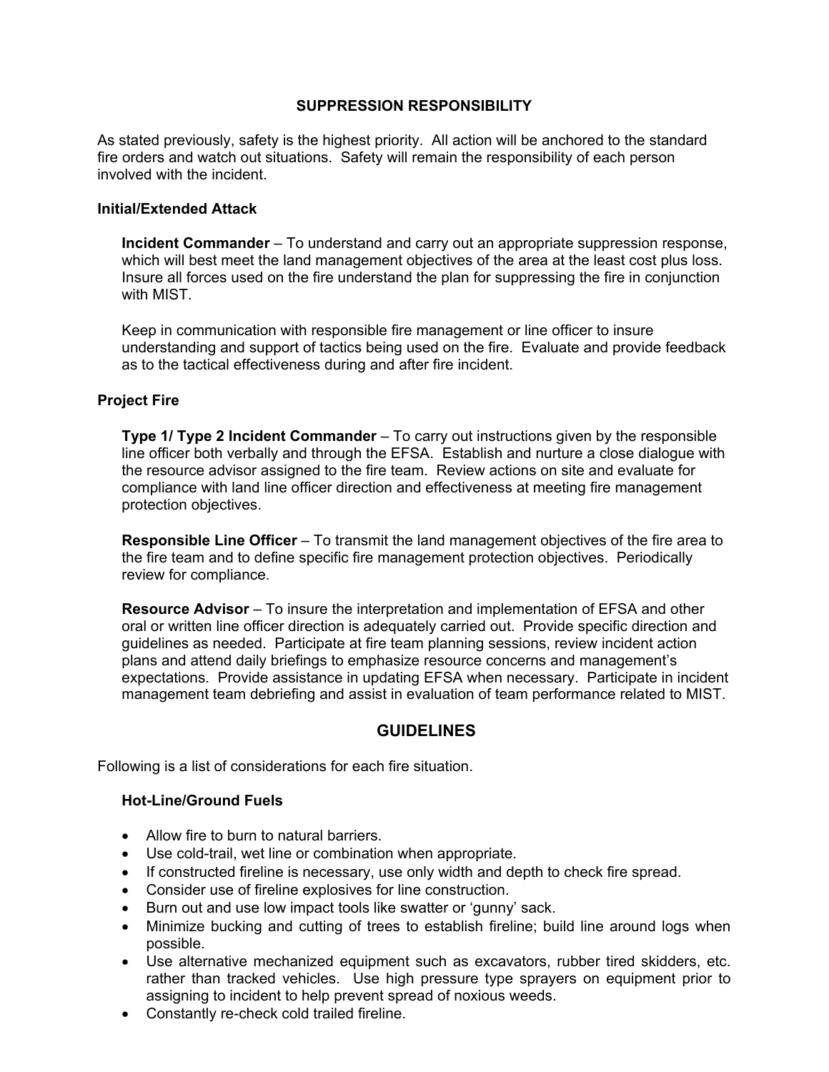## SUPPRESSION RESPONSIBILITY

As stated previously, safety is the highest priority. All action will be anchored to the standard fire orders and watch out situations. Safety will remain the responsibility of each person involved with the incident.

### Initial/Extended Attack

**Incident Commander** – To understand and carry out an appropriate suppression response, which will best meet the land management objectives of the area at the least cost plus loss. Insure all forces used on the fire understand the plan for suppressing the fire in conjunction with MIST.

Keep in communication with responsible fire management or line officer to insure understanding and support of tactics being used on the fire. Evaluate and provide feedback as to the tactical effectiveness during and after fire incident.

### Project Fire

**Type 1/ Type 2 Incident Commander** – To carry out instructions given by the responsible line officer both verbally and through the EFSA. Establish and nurture a close dialogue with the resource advisor assigned to the fire team. Review actions on site and evaluate for compliance with land line officer direction and effectiveness at meeting fire management protection objectives.

**Responsible Line Officer** – To transmit the land management objectives of the fire area to the fire team and to define specific fire management protection objectives. Periodically review for compliance.

**Resource Advisor** – To insure the interpretation and implementation of EFSA and other oral or written line officer direction is adequately carried out. Provide specific direction and guidelines as needed. Participate at fire team planning sessions, review incident action plans and attend daily briefings to emphasize resource concerns and management's expectations. Provide assistance in updating EFSA when necessary. Participate in incident management team debriefing and assist in evaluation of team performance related to MIST.

## GUIDELINES

Following is a list of considerations for each fire situation.

### Hot-Line/Ground Fuels

- Allow fire to burn to natural barriers.
- Use cold-trail, wet line or combination when appropriate.
- If constructed fireline is necessary, use only width and depth to check fire spread.
- Consider use of fireline explosives for line construction.
- Burn out and use low impact tools like swatter or 'gunny' sack.
- Minimize bucking and cutting of trees to establish fireline; build line around logs when possible.
- Use alternative mechanized equipment such as excavators, rubber tired skidders, etc. rather than tracked vehicles. Use high pressure type sprayers on equipment prior to assigning to incident to help prevent spread of noxious weeds.
- Constantly re-check cold trailed fireline.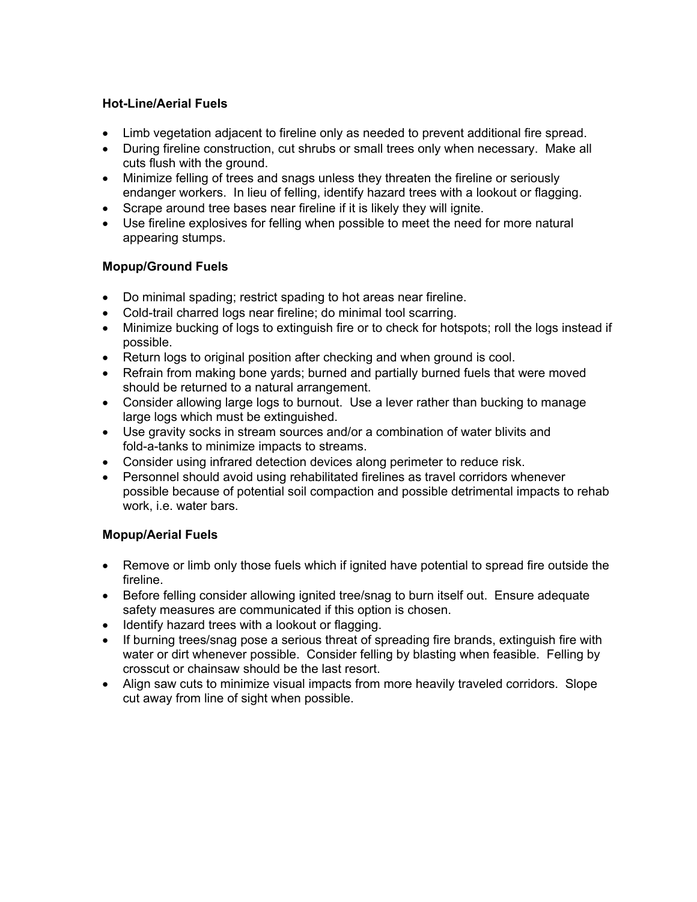**Hot-Line/Aerial Fuels**

- Limb vegetation adjacent to fireline only as needed to prevent additional fire spread.
- During fireline construction, cut shrubs or small trees only when necessary. Make all cuts flush with the ground.
- Minimize felling of trees and snags unless they threaten the fireline or seriously endanger workers. In lieu of felling, identify hazard trees with a lookout or flagging.
- Scrape around tree bases near fireline if it is likely they will ignite.
- Use fireline explosives for felling when possible to meet the need for more natural appearing stumps.

**Mopup/Ground Fuels**

- Do minimal spading; restrict spading to hot areas near fireline.
- Cold-trail charred logs near fireline; do minimal tool scarring.
- Minimize bucking of logs to extinguish fire or to check for hotspots; roll the logs instead if possible.
- Return logs to original position after checking and when ground is cool.
- Refrain from making bone yards; burned and partially burned fuels that were moved should be returned to a natural arrangement.
- Consider allowing large logs to burnout. Use a lever rather than bucking to manage large logs which must be extinguished.
- Use gravity socks in stream sources and/or a combination of water blivits and fold-a-tanks to minimize impacts to streams.
- Consider using infrared detection devices along perimeter to reduce risk.
- Personnel should avoid using rehabilitated firelines as travel corridors whenever possible because of potential soil compaction and possible detrimental impacts to rehab work, i.e. water bars.

**Mopup/Aerial Fuels**

- Remove or limb only those fuels which if ignited have potential to spread fire outside the fireline.
- Before felling consider allowing ignited tree/snag to burn itself out. Ensure adequate safety measures are communicated if this option is chosen.
- Identify hazard trees with a lookout or flagging.
- If burning trees/snag pose a serious threat of spreading fire brands, extinguish fire with water or dirt whenever possible. Consider felling by blasting when feasible. Felling by crosscut or chainsaw should be the last resort.
- Align saw cuts to minimize visual impacts from more heavily traveled corridors. Slope cut away from line of sight when possible.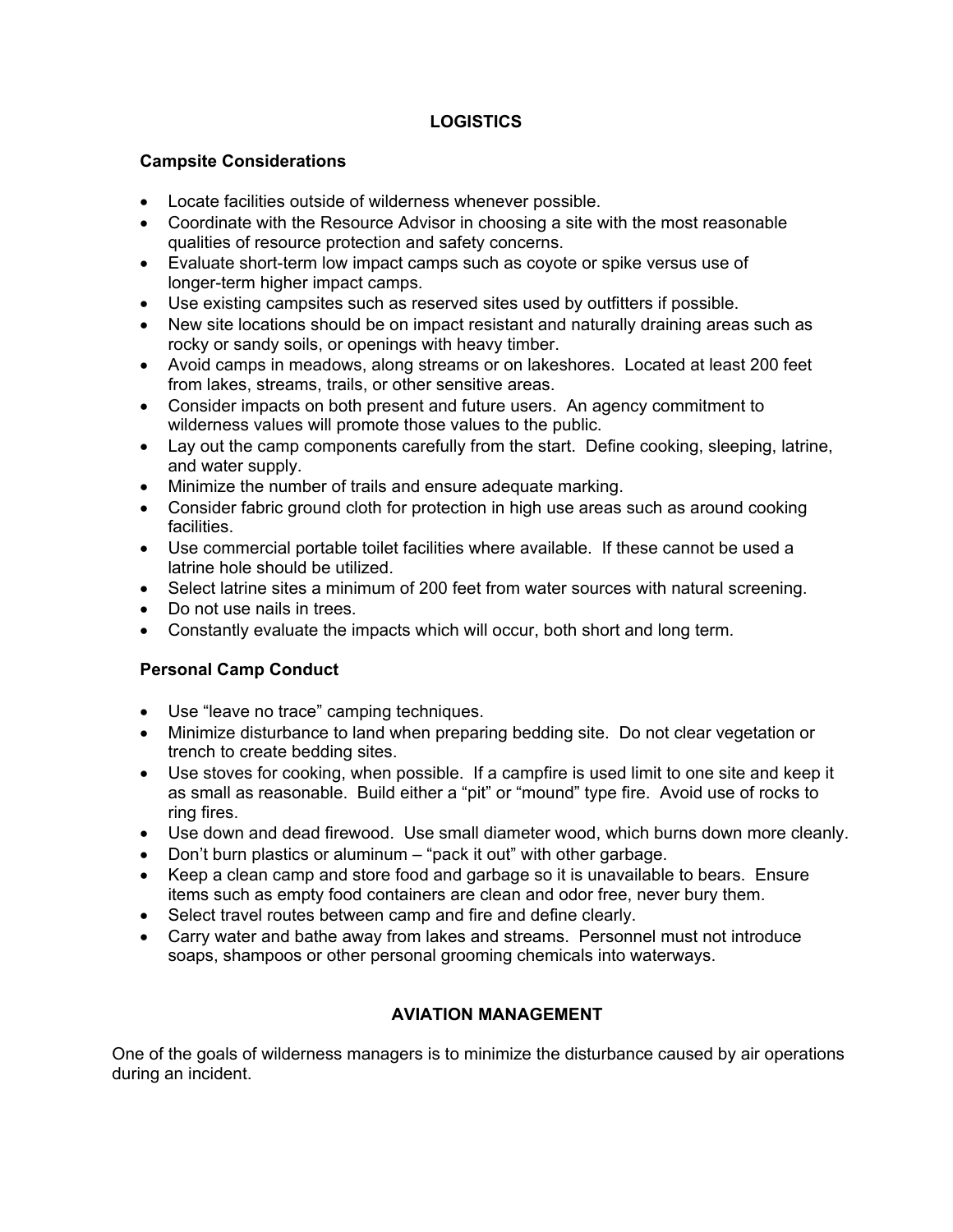## LOGISTICS

### Campsite Considerations

- Locate facilities outside of wilderness whenever possible.
- Coordinate with the Resource Advisor in choosing a site with the most reasonable qualities of resource protection and safety concerns.
- Evaluate short-term low impact camps such as coyote or spike versus use of longer-term higher impact camps.
- Use existing campsites such as reserved sites used by outfitters if possible.
- New site locations should be on impact resistant and naturally draining areas such as rocky or sandy soils, or openings with heavy timber.
- Avoid camps in meadows, along streams or on lakeshores. Located at least 200 feet from lakes, streams, trails, or other sensitive areas.
- Consider impacts on both present and future users. An agency commitment to wilderness values will promote those values to the public.
- Lay out the camp components carefully from the start. Define cooking, sleeping, latrine, and water supply.
- Minimize the number of trails and ensure adequate marking.
- Consider fabric ground cloth for protection in high use areas such as around cooking facilities.
- Use commercial portable toilet facilities where available. If these cannot be used a latrine hole should be utilized.
- Select latrine sites a minimum of 200 feet from water sources with natural screening.
- Do not use nails in trees.
- Constantly evaluate the impacts which will occur, both short and long term.

### Personal Camp Conduct

- Use “leave no trace” camping techniques.
- Minimize disturbance to land when preparing bedding site. Do not clear vegetation or trench to create bedding sites.
- Use stoves for cooking, when possible. If a campfire is used limit to one site and keep it as small as reasonable. Build either a “pit” or “mound” type fire. Avoid use of rocks to ring fires.
- Use down and dead firewood. Use small diameter wood, which burns down more cleanly.
- Don’t burn plastics or aluminum – “pack it out” with other garbage.
- Keep a clean camp and store food and garbage so it is unavailable to bears. Ensure items such as empty food containers are clean and odor free, never bury them.
- Select travel routes between camp and fire and define clearly.
- Carry water and bathe away from lakes and streams. Personnel must not introduce soaps, shampoos or other personal grooming chemicals into waterways.

## AVIATION MANAGEMENT

One of the goals of wilderness managers is to minimize the disturbance caused by air operations during an incident.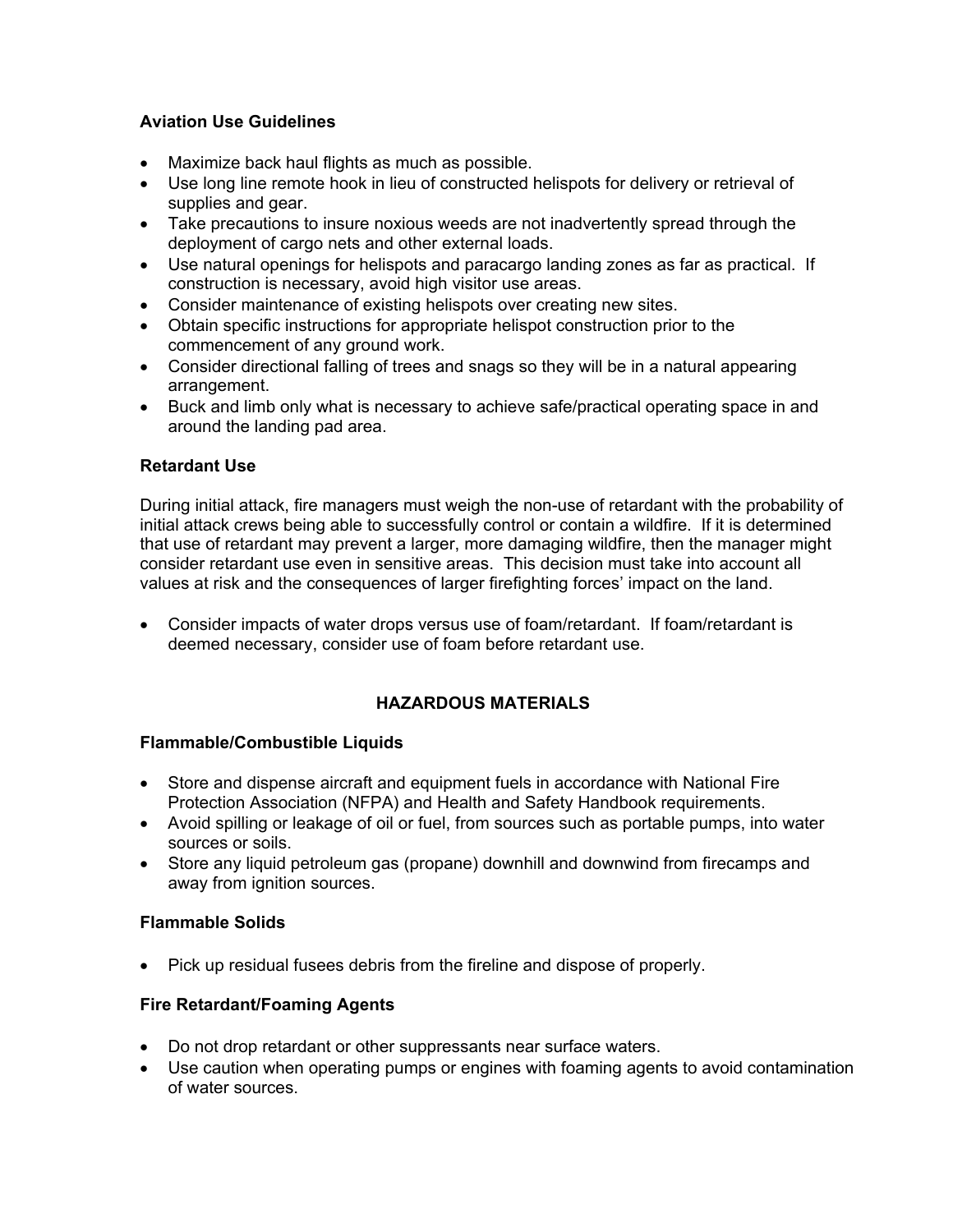### Aviation Use Guidelines

- Maximize back haul flights as much as possible.
- Use long line remote hook in lieu of constructed helispots for delivery or retrieval of supplies and gear.
- Take precautions to insure noxious weeds are not inadvertently spread through the deployment of cargo nets and other external loads.
- Use natural openings for helispots and paracargo landing zones as far as practical. If construction is necessary, avoid high visitor use areas.
- Consider maintenance of existing helispots over creating new sites.
- Obtain specific instructions for appropriate helispot construction prior to the commencement of any ground work.
- Consider directional falling of trees and snags so they will be in a natural appearing arrangement.
- Buck and limb only what is necessary to achieve safe/practical operating space in and around the landing pad area.

### Retardant Use

During initial attack, fire managers must weigh the non-use of retardant with the probability of initial attack crews being able to successfully control or contain a wildfire. If it is determined that use of retardant may prevent a larger, more damaging wildfire, then the manager might consider retardant use even in sensitive areas. This decision must take into account all values at risk and the consequences of larger firefighting forces' impact on the land.

- Consider impacts of water drops versus use of foam/retardant. If foam/retardant is deemed necessary, consider use of foam before retardant use.

## HAZARDOUS MATERIALS

### Flammable/Combustible Liquids

- Store and dispense aircraft and equipment fuels in accordance with National Fire Protection Association (NFPA) and Health and Safety Handbook requirements.
- Avoid spilling or leakage of oil or fuel, from sources such as portable pumps, into water sources or soils.
- Store any liquid petroleum gas (propane) downhill and downwind from firecamps and away from ignition sources.

### Flammable Solids

- Pick up residual fusees debris from the fireline and dispose of properly.

### Fire Retardant/Foaming Agents

- Do not drop retardant or other suppressants near surface waters.
- Use caution when operating pumps or engines with foaming agents to avoid contamination of water sources.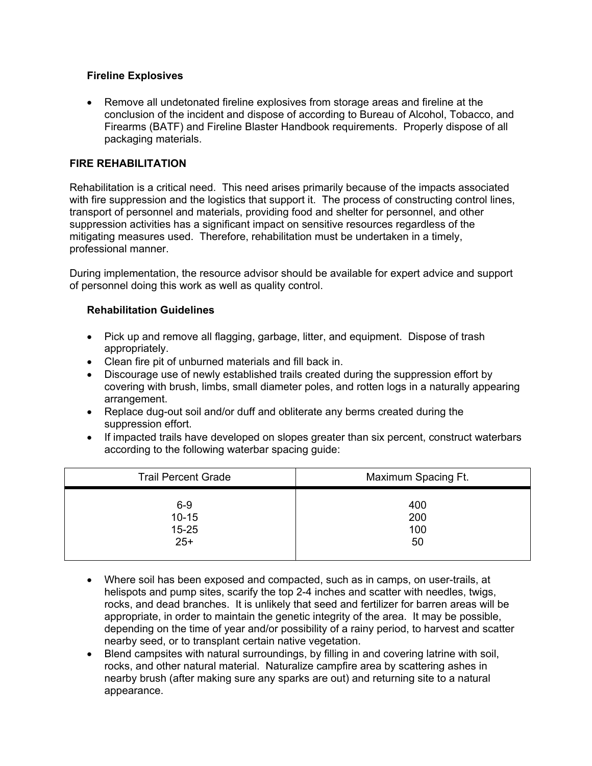### Fireline Explosives

- Remove all undetonated fireline explosives from storage areas and fireline at the conclusion of the incident and dispose of according to Bureau of Alcohol, Tobacco, and Firearms (BATF) and Fireline Blaster Handbook requirements. Properly dispose of all packaging materials.

## FIRE REHABILITATION

Rehabilitation is a critical need. This need arises primarily because of the impacts associated with fire suppression and the logistics that support it. The process of constructing control lines, transport of personnel and materials, providing food and shelter for personnel, and other suppression activities has a significant impact on sensitive resources regardless of the mitigating measures used. Therefore, rehabilitation must be undertaken in a timely, professional manner.

During implementation, the resource advisor should be available for expert advice and support of personnel doing this work as well as quality control.

### Rehabilitation Guidelines

- Pick up and remove all flagging, garbage, litter, and equipment. Dispose of trash appropriately.
- Clean fire pit of unburned materials and fill back in.
- Discourage use of newly established trails created during the suppression effort by covering with brush, limbs, small diameter poles, and rotten logs in a naturally appearing arrangement.
- Replace dug-out soil and/or duff and obliterate any berms created during the suppression effort.
- If impacted trails have developed on slopes greater than six percent, construct waterbars according to the following waterbar spacing guide:

| Trail Percent Grade | Maximum Spacing Ft. |
|---|---|
| 6-9 | 400 |
| 10-15 | 200 |
| 15-25 | 100 |
| 25+ | 50 |

- Where soil has been exposed and compacted, such as in camps, on user-trails, at helispots and pump sites, scarify the top 2-4 inches and scatter with needles, twigs, rocks, and dead branches. It is unlikely that seed and fertilizer for barren areas will be appropriate, in order to maintain the genetic integrity of the area. It may be possible, depending on the time of year and/or possibility of a rainy period, to harvest and scatter nearby seed, or to transplant certain native vegetation.
- Blend campsites with natural surroundings, by filling in and covering latrine with soil, rocks, and other natural material. Naturalize campfire area by scattering ashes in nearby brush (after making sure any sparks are out) and returning site to a natural appearance.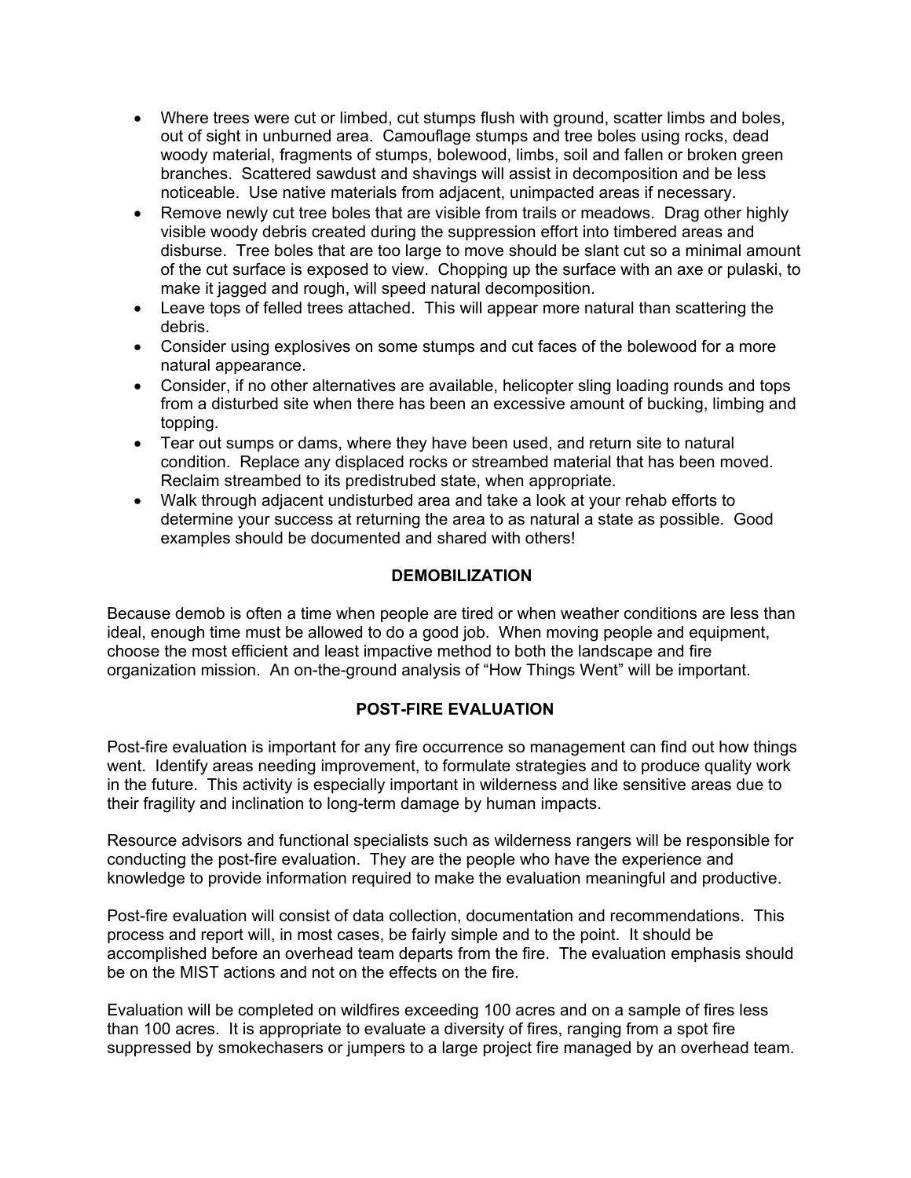- Where trees were cut or limbed, cut stumps flush with ground, scatter limbs and boles, out of sight in unburned area. Camouflage stumps and tree boles using rocks, dead woody material, fragments of stumps, bolewood, limbs, soil and fallen or broken green branches. Scattered sawdust and shavings will assist in decomposition and be less noticeable. Use native materials from adjacent, unimpacted areas if necessary.
- Remove newly cut tree boles that are visible from trails or meadows. Drag other highly visible woody debris created during the suppression effort into timbered areas and disburse. Tree boles that are too large to move should be slant cut so a minimal amount of the cut surface is exposed to view. Chopping up the surface with an axe or pulaski, to make it jagged and rough, will speed natural decomposition.
- Leave tops of felled trees attached. This will appear more natural than scattering the debris.
- Consider using explosives on some stumps and cut faces of the bolewood for a more natural appearance.
- Consider, if no other alternatives are available, helicopter sling loading rounds and tops from a disturbed site when there has been an excessive amount of bucking, limbing and topping.
- Tear out sumps or dams, where they have been used, and return site to natural condition. Replace any displaced rocks or streambed material that has been moved. Reclaim streambed to its predistrubed state, when appropriate.
- Walk through adjacent undisturbed area and take a look at your rehab efforts to determine your success at returning the area to as natural a state as possible. Good examples should be documented and shared with others!

## DEMOBILIZATION

Because demob is often a time when people are tired or when weather conditions are less than ideal, enough time must be allowed to do a good job. When moving people and equipment, choose the most efficient and least impactive method to both the landscape and fire organization mission. An on-the-ground analysis of "How Things Went" will be important.

## POST-FIRE EVALUATION

Post-fire evaluation is important for any fire occurrence so management can find out how things went. Identify areas needing improvement, to formulate strategies and to produce quality work in the future. This activity is especially important in wilderness and like sensitive areas due to their fragility and inclination to long-term damage by human impacts.

Resource advisors and functional specialists such as wilderness rangers will be responsible for conducting the post-fire evaluation. They are the people who have the experience and knowledge to provide information required to make the evaluation meaningful and productive.

Post-fire evaluation will consist of data collection, documentation and recommendations. This process and report will, in most cases, be fairly simple and to the point. It should be accomplished before an overhead team departs from the fire. The evaluation emphasis should be on the MIST actions and not on the effects on the fire.

Evaluation will be completed on wildfires exceeding 100 acres and on a sample of fires less than 100 acres. It is appropriate to evaluate a diversity of fires, ranging from a spot fire suppressed by smokechasers or jumpers to a large project fire managed by an overhead team.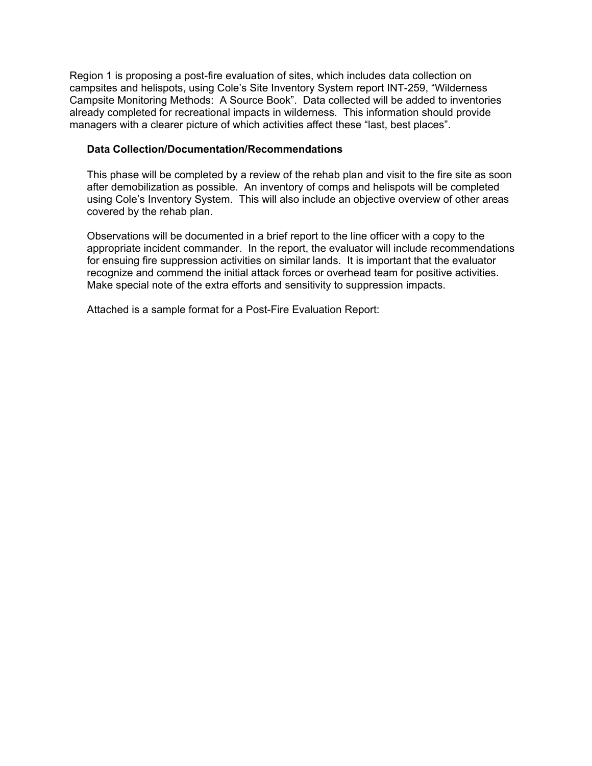Region 1 is proposing a post-fire evaluation of sites, which includes data collection on campsites and helispots, using Cole's Site Inventory System report INT-259, "Wilderness Campsite Monitoring Methods: A Source Book". Data collected will be added to inventories already completed for recreational impacts in wilderness. This information should provide managers with a clearer picture of which activities affect these "last, best places".

**Data Collection/Documentation/Recommendations**

This phase will be completed by a review of the rehab plan and visit to the fire site as soon after demobilization as possible. An inventory of comps and helispots will be completed using Cole's Inventory System. This will also include an objective overview of other areas covered by the rehab plan.

Observations will be documented in a brief report to the line officer with a copy to the appropriate incident commander. In the report, the evaluator will include recommendations for ensuing fire suppression activities on similar lands. It is important that the evaluator recognize and commend the initial attack forces or overhead team for positive activities. Make special note of the extra efforts and sensitivity to suppression impacts.

Attached is a sample format for a Post-Fire Evaluation Report: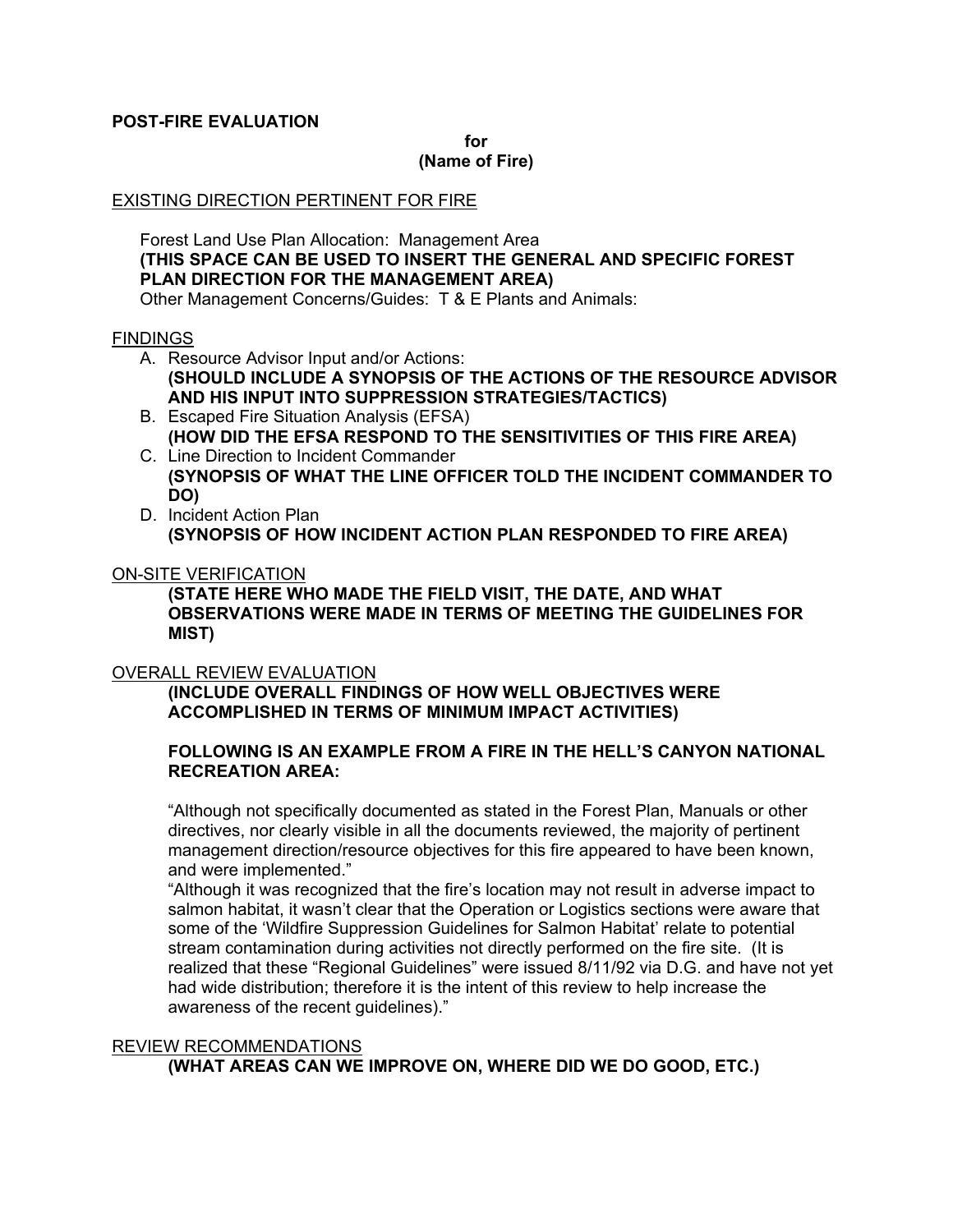**POST-FIRE EVALUATION**

**for**
**(Name of Fire)**

<u>EXISTING DIRECTION PERTINENT FOR FIRE</u>

Forest Land Use Plan Allocation: Management Area
**(THIS SPACE CAN BE USED TO INSERT THE GENERAL AND SPECIFIC FOREST PLAN DIRECTION FOR THE MANAGEMENT AREA)**
Other Management Concerns/Guides: T & E Plants and Animals:

<u>FINDINGS</u>

A. Resource Advisor Input and/or Actions:
   **(SHOULD INCLUDE A SYNOPSIS OF THE ACTIONS OF THE RESOURCE ADVISOR AND HIS INPUT INTO SUPPRESSION STRATEGIES/TACTICS)**
B. Escaped Fire Situation Analysis (EFSA)
   **(HOW DID THE EFSA RESPOND TO THE SENSITIVITIES OF THIS FIRE AREA)**
C. Line Direction to Incident Commander
   **(SYNOPSIS OF WHAT THE LINE OFFICER TOLD THE INCIDENT COMMANDER TO DO)**
D. Incident Action Plan
   **(SYNOPSIS OF HOW INCIDENT ACTION PLAN RESPONDED TO FIRE AREA)**

<u>ON-SITE VERIFICATION</u>

**(STATE HERE WHO MADE THE FIELD VISIT, THE DATE, AND WHAT OBSERVATIONS WERE MADE IN TERMS OF MEETING THE GUIDELINES FOR MIST)**

<u>OVERALL REVIEW EVALUATION</u>

**(INCLUDE OVERALL FINDINGS OF HOW WELL OBJECTIVES WERE ACCOMPLISHED IN TERMS OF MINIMUM IMPACT ACTIVITIES)**

**FOLLOWING IS AN EXAMPLE FROM A FIRE IN THE HELL'S CANYON NATIONAL RECREATION AREA:**

"Although not specifically documented as stated in the Forest Plan, Manuals or other directives, nor clearly visible in all the documents reviewed, the majority of pertinent management direction/resource objectives for this fire appeared to have been known, and were implemented."

"Although it was recognized that the fire's location may not result in adverse impact to salmon habitat, it wasn't clear that the Operation or Logistics sections were aware that some of the 'Wildfire Suppression Guidelines for Salmon Habitat' relate to potential stream contamination during activities not directly performed on the fire site. (It is realized that these "Regional Guidelines" were issued 8/11/92 via D.G. and have not yet had wide distribution; therefore it is the intent of this review to help increase the awareness of the recent guidelines)."

<u>REVIEW RECOMMENDATIONS</u>

**(WHAT AREAS CAN WE IMPROVE ON, WHERE DID WE DO GOOD, ETC.)**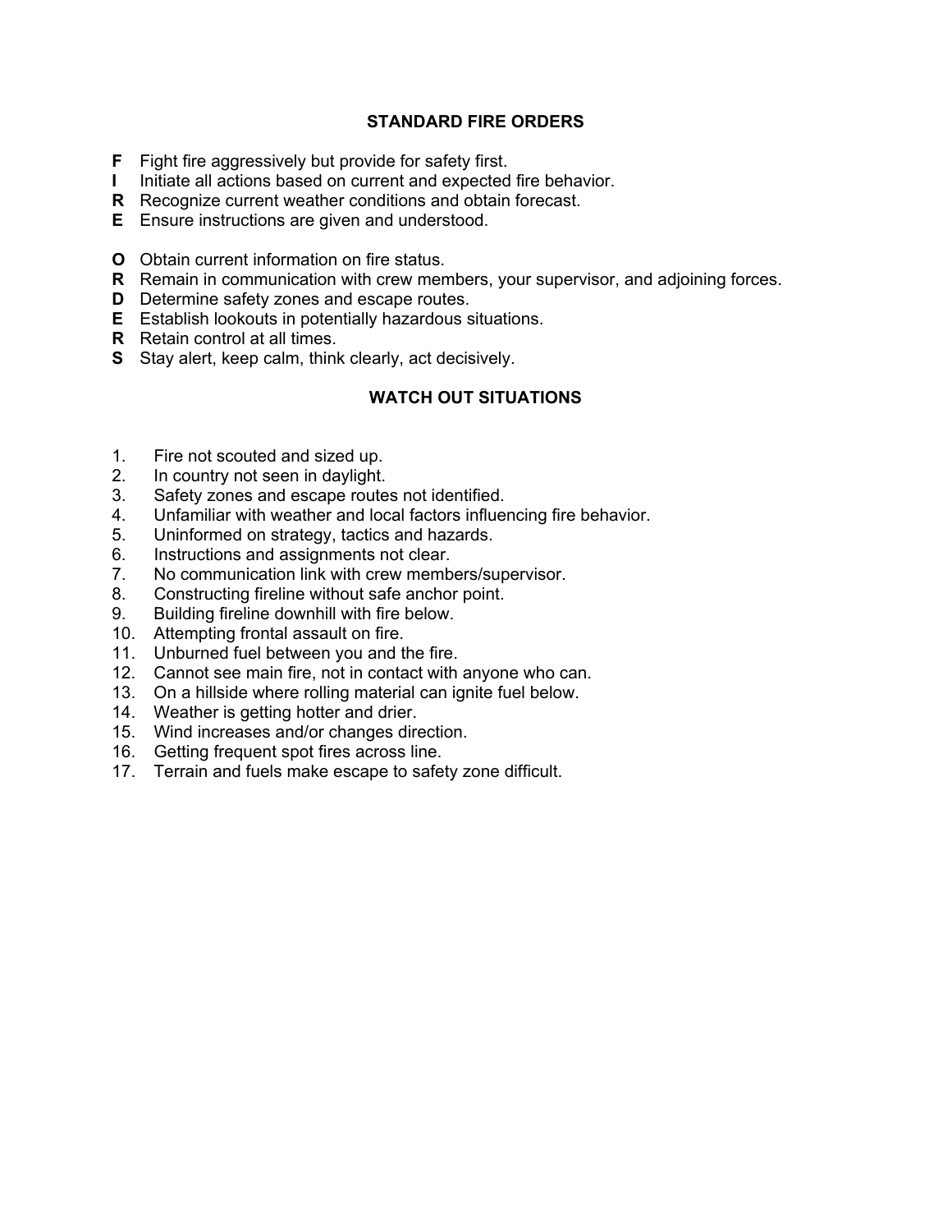## STANDARD FIRE ORDERS

**F** Fight fire aggressively but provide for safety first.
**I** Initiate all actions based on current and expected fire behavior.
**R** Recognize current weather conditions and obtain forecast.
**E** Ensure instructions are given and understood.

**O** Obtain current information on fire status.
**R** Remain in communication with crew members, your supervisor, and adjoining forces.
**D** Determine safety zones and escape routes.
**E** Establish lookouts in potentially hazardous situations.
**R** Retain control at all times.
**S** Stay alert, keep calm, think clearly, act decisively.

## WATCH OUT SITUATIONS

1. Fire not scouted and sized up.
2. In country not seen in daylight.
3. Safety zones and escape routes not identified.
4. Unfamiliar with weather and local factors influencing fire behavior.
5. Uninformed on strategy, tactics and hazards.
6. Instructions and assignments not clear.
7. No communication link with crew members/supervisor.
8. Constructing fireline without safe anchor point.
9. Building fireline downhill with fire below.
10. Attempting frontal assault on fire.
11. Unburned fuel between you and the fire.
12. Cannot see main fire, not in contact with anyone who can.
13. On a hillside where rolling material can ignite fuel below.
14. Weather is getting hotter and drier.
15. Wind increases and/or changes direction.
16. Getting frequent spot fires across line.
17. Terrain and fuels make escape to safety zone difficult.